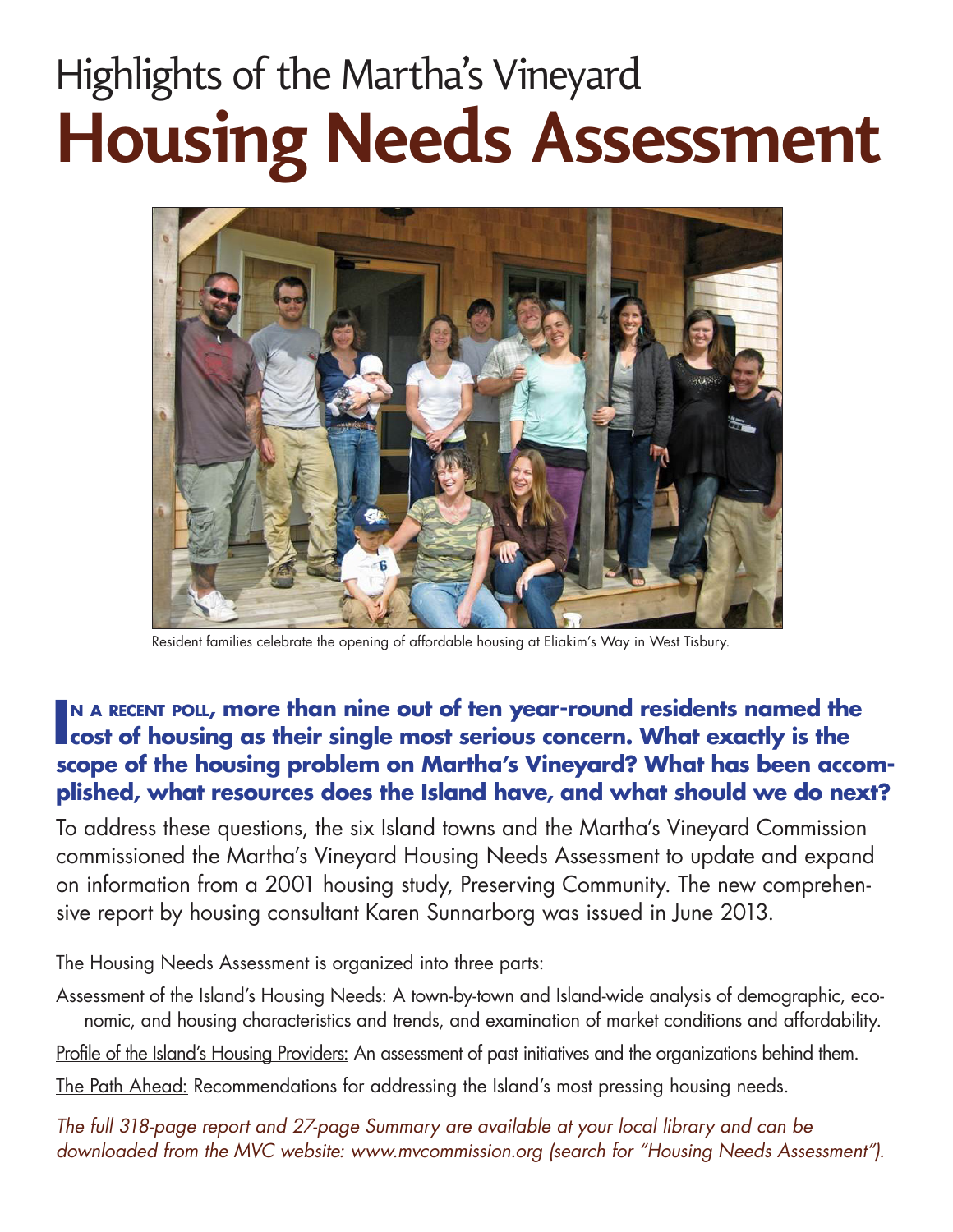# Highlights of the Martha's Vineyard **Housing Needs Assessment**

Resident families celebrate the opening of affordable housing at Eliakim's Way in West Tisbury.

**In a recent poll, more than nine out of ten year-round residents named the cost of housing as their single most serious concern. What exactly is the scope of the housing problem on Martha's Vineyard? What has been accomplished, what resources does the Island have, and what should we do next?**

To address these questions, the six Island towns and the Martha's Vineyard Commission commissioned the Martha's Vineyard Housing Needs Assessment to update and expand on information from a 2001 housing study, Preserving Community. The new comprehensive report by housing consultant Karen Sunnarborg was issued in June 2013.

The Housing Needs Assessment is organized into three parts:

Assessment of the Island's Housing Needs: A town-by-town and Island-wide analysis of demographic, economic, and housing characteristics and trends, and examination of market conditions and affordability.

Profile of the Island's Housing Providers: An assessment of past initiatives and the organizations behind them.

The Path Ahead: Recommendations for addressing the Island's most pressing housing needs.

*The full 318-page report and 27-page Summary are available at your local library and can be downloaded from the MVC website: www.mvcommission.org (search for "Housing Needs Assessment").*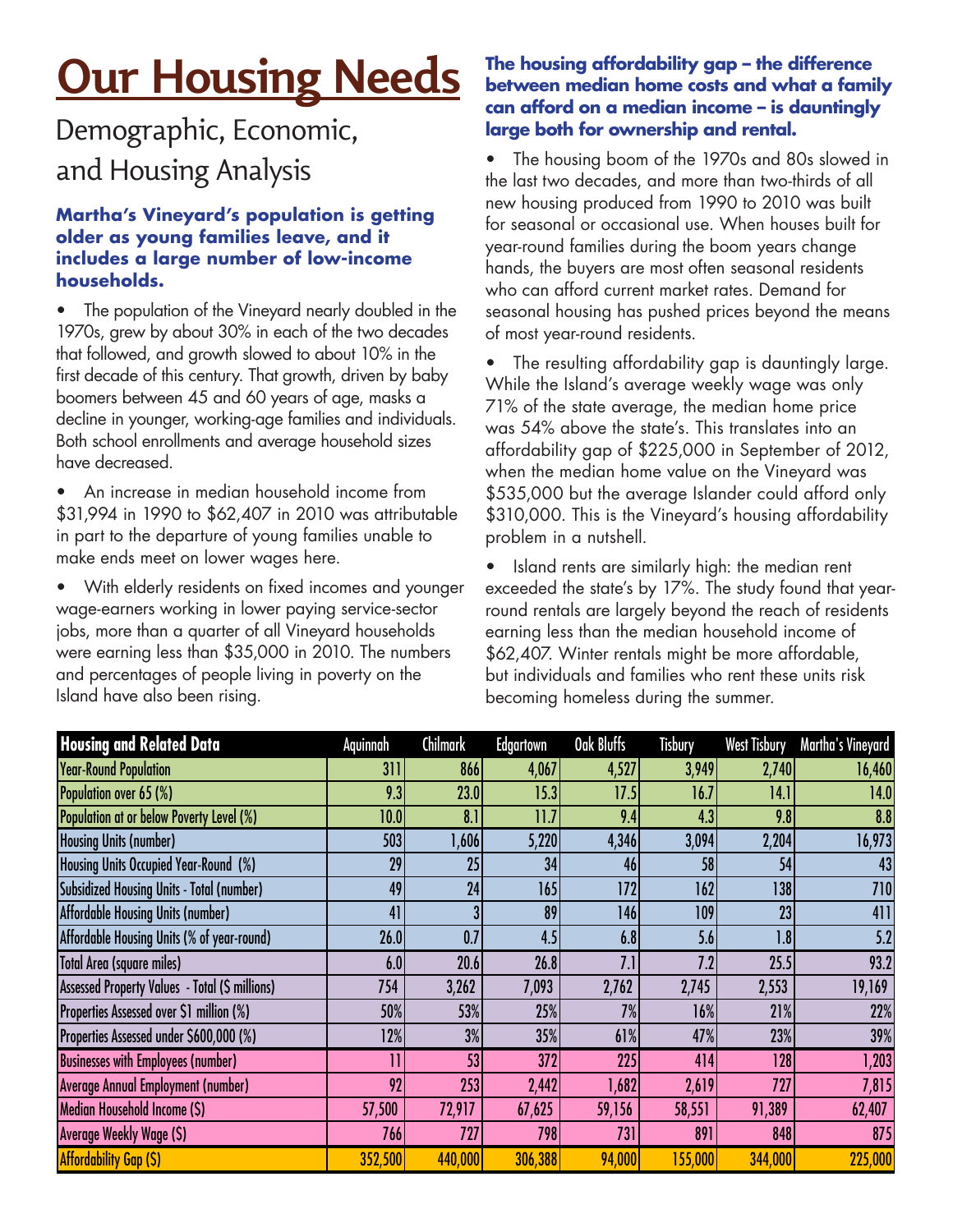# Our Housing Needs

## Demographic, Economic, and Housing Analysis

### Martha's Vineyard's population is getting older as young families leave, and it includes a large number of low-income households.

- The population of the Vineyard nearly doubled in the 1970s, grew by about 30% in each of the two decades that followed, and growth slowed to about 10% in the first decade of this century. That growth, driven by baby boomers between 45 and 60 years of age, masks a decline in younger, working-age families and individuals. Both school enrollments and average household sizes have decreased.
- An increase in median household income from $31,994 in 1990 to $62,407 in 2010 was attributable in part to the departure of young families unable to make ends meet on lower wages here.
- With elderly residents on fixed incomes and younger wage-earners working in lower paying service-sector jobs, more than a quarter of all Vineyard households were earning less than $35,000 in 2010. The numbers and percentages of people living in poverty on the Island have also been rising.

### The housing affordability gap – the difference between median home costs and what a family can afford on a median income – is dauntingly large both for ownership and rental.

- The housing boom of the 1970s and 80s slowed in the last two decades, and more than two-thirds of all new housing produced from 1990 to 2010 was built for seasonal or occasional use. When houses built for year-round families during the boom years change hands, the buyers are most often seasonal residents who can afford current market rates. Demand for seasonal housing has pushed prices beyond the means of most year-round residents.
- The resulting affordability gap is dauntingly large. While the Island's average weekly wage was only 71% of the state average, the median home price was 54% above the state's. This translates into an affordability gap of $225,000 in September of 2012, when the median home value on the Vineyard was $535,000 but the average Islander could afford only $310,000. This is the Vineyard's housing affordability problem in a nutshell.
- Island rents are similarly high: the median rent exceeded the state's by 17%. The study found that year-round rentals are largely beyond the reach of residents earning less than the median household income of $62,407. Winter rentals might be more affordable, but individuals and families who rent these units risk becoming homeless during the summer.

| Housing and Related Data | Aquinnah | Chilmark | Edgartown | Oak Bluffs | Tisbury | West Tisbury | Martha's Vineyard |
|---|---|---|---|---|---|---|---|
| Year-Round Population | 311 | 866 | 4,067 | 4,527 | 3,949 | 2,740 | 16,460 |
| Population over 65 (%) | 9.3 | 23.0 | 15.3 | 17.5 | 16.7 | 14.1 | 14.0 |
| Population at or below Poverty Level (%) | 10.0 | 8.1 | 11.7 | 9.4 | 4.3 | 9.8 | 8.8 |
| Housing Units (number) | 503 | 1,606 | 5,220 | 4,346 | 3,094 | 2,204 | 16,973 |
| Housing Units Occupied Year-Round (%) | 29 | 25 | 34 | 46 | 58 | 54 | 43 |
| Subsidized Housing Units - Total (number) | 49 | 24 | 165 | 172 | 162 | 138 | 710 |
| Affordable Housing Units (number) | 41 | 3 | 89 | 146 | 109 | 23 | 411 |
| Affordable Housing Units (% of year-round) | 26.0 | 0.7 | 4.5 | 6.8 | 5.6 | 1.8 | 5.2 |
| Total Area (square miles) | 6.0 | 20.6 | 26.8 | 7.1 | 7.2 | 25.5 | 93.2 |
| Assessed Property Values - Total ($ millions) | 754 | 3,262 | 7,093 | 2,762 | 2,745 | 2,553 | 19,169 |
| Properties Assessed over $1 million (%) | 50% | 53% | 25% | 7% | 16% | 21% | 22% |
| Properties Assessed under $600,000 (%) | 12% | 3% | 35% | 61% | 47% | 23% | 39% |
| Businesses with Employees (number) | 11 | 53 | 372 | 225 | 414 | 128 | 1,203 |
| Average Annual Employment (number) | 92 | 253 | 2,442 | 1,682 | 2,619 | 727 | 7,815 |
| Median Household Income ($) | 57,500 | 72,917 | 67,625 | 59,156 | 58,551 | 91,389 | 62,407 |
| Average Weekly Wage ($) | 766 | 727 | 798 | 731 | 891 | 848 | 875 |
| Affordability Gap ($) | 352,500 | 440,000 | 306,388 | 94,000 | 155,000 | 344,000 | 225,000 |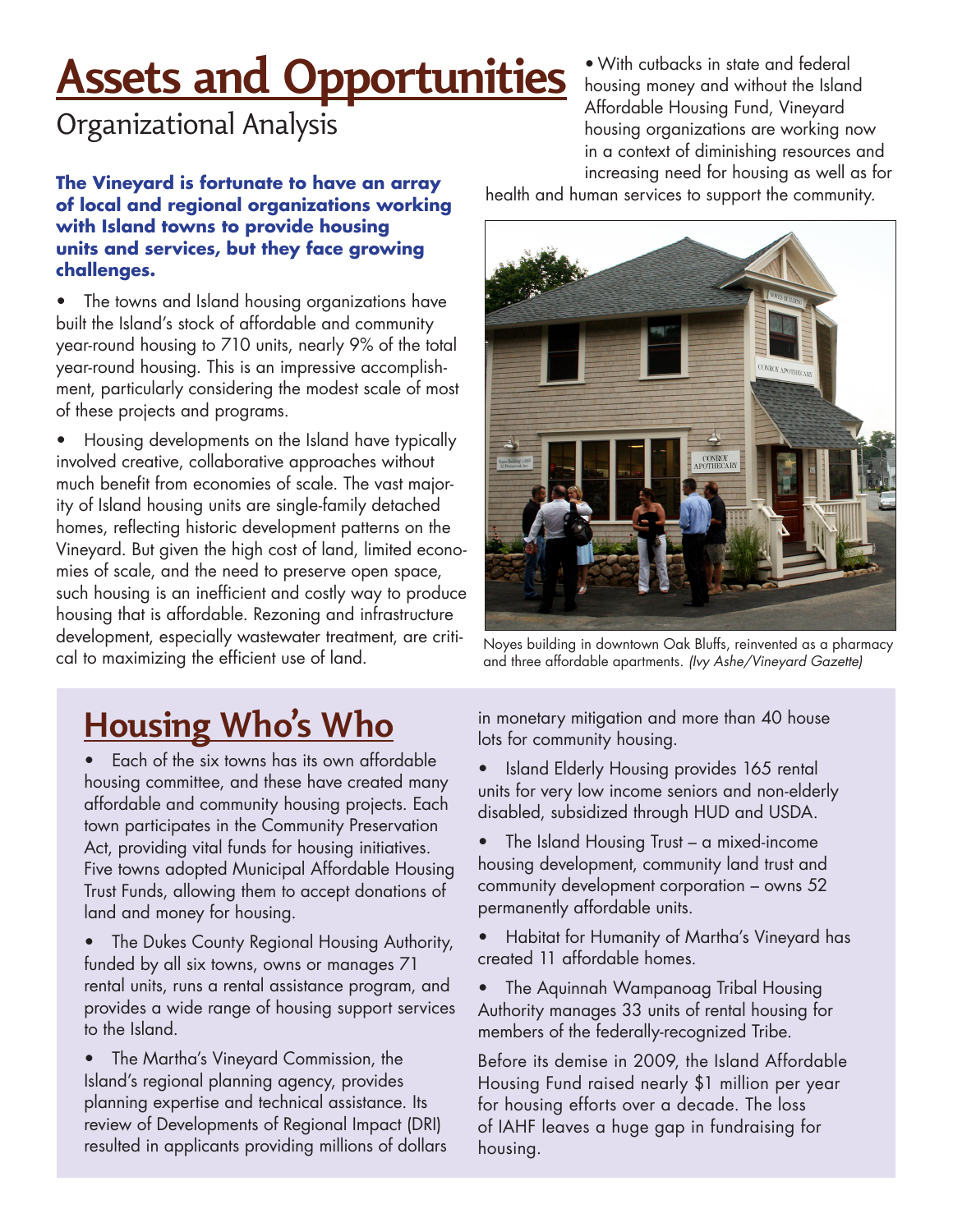# Assets and Opportunities

## Organizational Analysis

**The Vineyard is fortunate to have an array of local and regional organizations working with Island towns to provide housing units and services, but they face growing challenges.**

- The towns and Island housing organizations have built the Island's stock of affordable and community year-round housing to 710 units, nearly 9% of the total year-round housing. This is an impressive accomplishment, particularly considering the modest scale of most of these projects and programs.
- Housing developments on the Island have typically involved creative, collaborative approaches without much benefit from economies of scale. The vast majority of Island housing units are single-family detached homes, reflecting historic development patterns on the Vineyard. But given the high cost of land, limited economies of scale, and the need to preserve open space, such housing is an inefficient and costly way to produce housing that is affordable. Rezoning and infrastructure development, especially wastewater treatment, are critical to maximizing the efficient use of land.
- With cutbacks in state and federal housing money and without the Island Affordable Housing Fund, Vineyard housing organizations are working now in a context of diminishing resources and increasing need for housing as well as for health and human services to support the community.

Noyes building in downtown Oak Bluffs, reinvented as a pharmacy and three affordable apartments. *(Ivy Ashe/Vineyard Gazette)*

## Housing Who's Who

- Each of the six towns has its own affordable housing committee, and these have created many affordable and community housing projects. Each town participates in the Community Preservation Act, providing vital funds for housing initiatives. Five towns adopted Municipal Affordable Housing Trust Funds, allowing them to accept donations of land and money for housing.
- The Dukes County Regional Housing Authority, funded by all six towns, owns or manages 71 rental units, runs a rental assistance program, and provides a wide range of housing support services to the Island.
- The Martha's Vineyard Commission, the Island's regional planning agency, provides planning expertise and technical assistance. Its review of Developments of Regional Impact (DRI) resulted in applicants providing millions of dollars in monetary mitigation and more than 40 house lots for community housing.
- Island Elderly Housing provides 165 rental units for very low income seniors and non-elderly disabled, subsidized through HUD and USDA.
- The Island Housing Trust – a mixed-income housing development, community land trust and community development corporation – owns 52 permanently affordable units.
- Habitat for Humanity of Martha's Vineyard has created 11 affordable homes.
- The Aquinnah Wampanoag Tribal Housing Authority manages 33 units of rental housing for members of the federally-recognized Tribe.

Before its demise in 2009, the Island Affordable Housing Fund raised nearly $1 million per year for housing efforts over a decade. The loss of IAHF leaves a huge gap in fundraising for housing.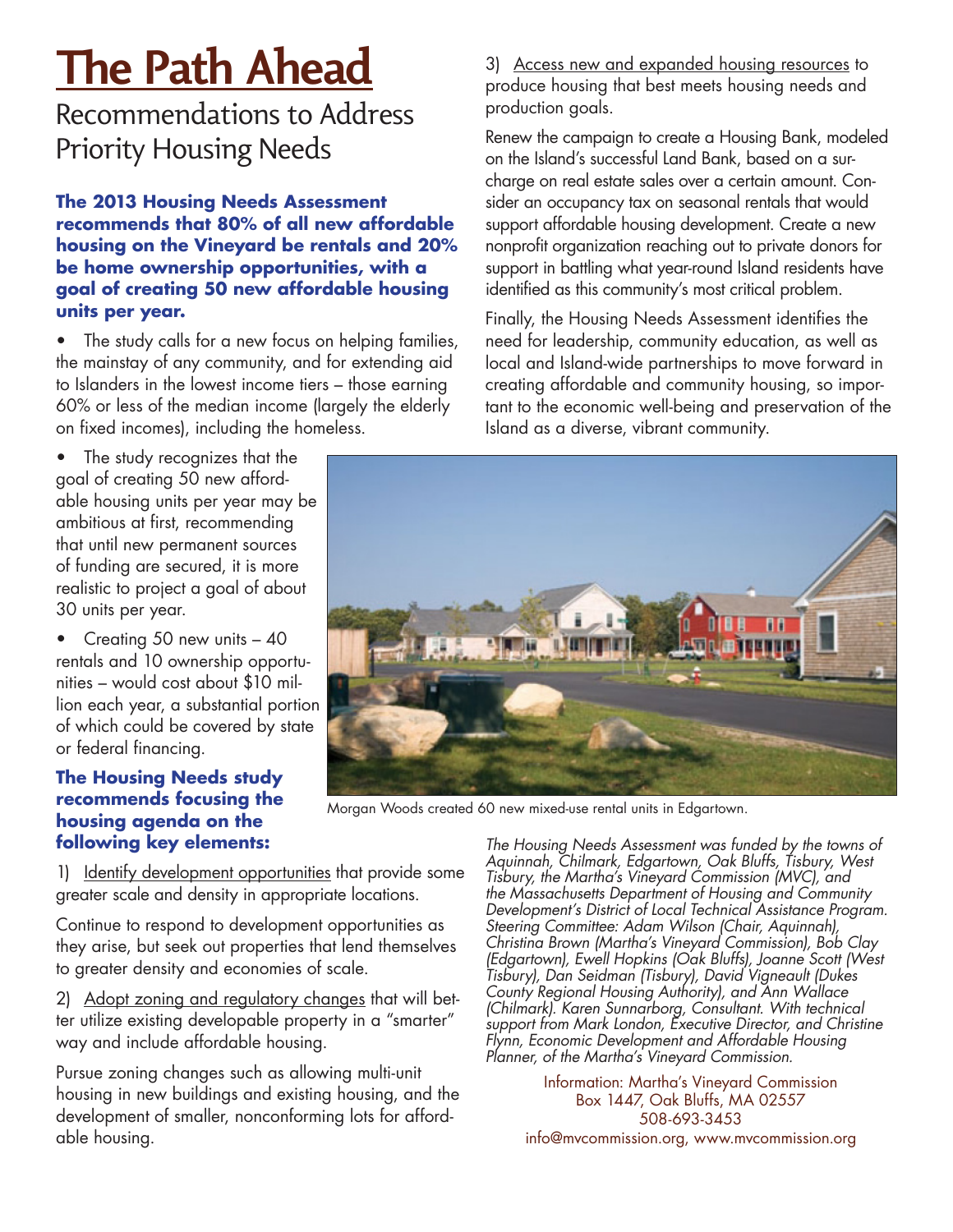# The Path Ahead

## Recommendations to Address Priority Housing Needs

**The 2013 Housing Needs Assessment recommends that 80% of all new affordable housing on the Vineyard be rentals and 20% be home ownership opportunities, with a goal of creating 50 new affordable housing units per year.**

- The study calls for a new focus on helping families, the mainstay of any community, and for extending aid to Islanders in the lowest income tiers – those earning 60% or less of the median income (largely the elderly on fixed incomes), including the homeless.
- The study recognizes that the goal of creating 50 new affordable housing units per year may be ambitious at first, recommending that until new permanent sources of funding are secured, it is more realistic to project a goal of about 30 units per year.
- Creating 50 new units – 40 rentals and 10 ownership opportunities – would cost about $10 million each year, a substantial portion of which could be covered by state or federal financing.

**The Housing Needs study recommends focusing the housing agenda on the following key elements:**

1) Identify development opportunities that provide some greater scale and density in appropriate locations.

Continue to respond to development opportunities as they arise, but seek out properties that lend themselves to greater density and economies of scale.

2) Adopt zoning and regulatory changes that will better utilize existing developable property in a "smarter" way and include affordable housing.

Pursue zoning changes such as allowing multi-unit housing in new buildings and existing housing, and the development of smaller, nonconforming lots for affordable housing.

3) Access new and expanded housing resources to produce housing that best meets housing needs and production goals.

Renew the campaign to create a Housing Bank, modeled on the Island's successful Land Bank, based on a surcharge on real estate sales over a certain amount. Consider an occupancy tax on seasonal rentals that would support affordable housing development. Create a new nonprofit organization reaching out to private donors for support in battling what year-round Island residents have identified as this community's most critical problem.

Finally, the Housing Needs Assessment identifies the need for leadership, community education, as well as local and Island-wide partnerships to move forward in creating affordable and community housing, so important to the economic well-being and preservation of the Island as a diverse, vibrant community.

Morgan Woods created 60 new mixed-use rental units in Edgartown.

*The Housing Needs Assessment was funded by the towns of Aquinnah, Chilmark, Edgartown, Oak Bluffs, Tisbury, West Tisbury, the Martha's Vineyard Commission (MVC), and the Massachusetts Department of Housing and Community Development's District of Local Technical Assistance Program. Steering Committee: Adam Wilson (Chair, Aquinnah), Christina Brown (Martha's Vineyard Commission), Bob Clay (Edgartown), Ewell Hopkins (Oak Bluffs), Joanne Scott (West Tisbury), Dan Seidman (Tisbury), David Vigneault (Dukes County Regional Housing Authority), and Ann Wallace (Chilmark). Karen Sunnarborg, Consultant. With technical support from Mark London, Executive Director, and Christine Flynn, Economic Development and Affordable Housing Planner, of the Martha's Vineyard Commission.*

Information: Martha's Vineyard Commission
Box 1447, Oak Bluffs, MA 02557
508-693-3453
info@mvcommission.org, www.mvcommission.org